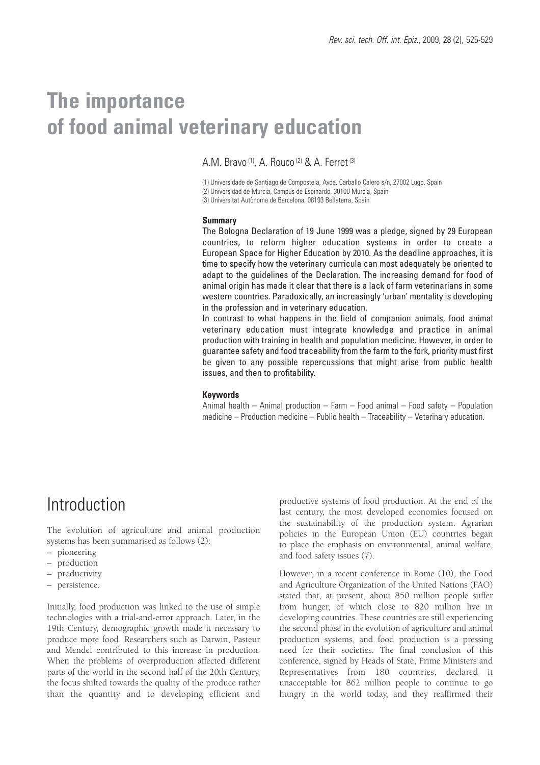// The importance of food animal veterinary education

# The importance of food animal veterinary education

A.M. Bravo [(1)], A. Rouco [(2)] & A. Ferret [(3)]

(1) Universidade de Santiago de Compostela, Avda. Carballo Calero s/n, 27002 Lugo, Spain
(2) Universidad de Murcia, Campus de Espinardo, 30100 Murcia, Spain
(3) Universitat Autònoma de Barcelona, 08193 Bellaterra, Spain

**Summary**

The Bologna Declaration of 19 June 1999 was a pledge, signed by 29 European countries, to reform higher education systems in order to create a European Space for Higher Education by 2010. As the deadline approaches, it is time to specify how the veterinary curricula can most adequately be oriented to adapt to the guidelines of the Declaration. The increasing demand for food of animal origin has made it clear that there is a lack of farm veterinarians in some western countries. Paradoxically, an increasingly 'urban' mentality is developing in the profession and in veterinary education.

In contrast to what happens in the field of companion animals, food animal veterinary education must integrate knowledge and practice in animal production with training in health and population medicine. However, in order to guarantee safety and food traceability from the farm to the fork, priority must first be given to any possible repercussions that might arise from public health issues, and then to profitability.

**Keywords**

Animal health – Animal production – Farm – Food animal – Food safety – Population medicine – Production medicine – Public health – Traceability – Veterinary education.

## Introduction

The evolution of agriculture and animal production systems has been summarised as follows (2):

- pioneering
- production
- productivity
- persistence.

Initially, food production was linked to the use of simple technologies with a trial-and-error approach. Later, in the 19th Century, demographic growth made it necessary to produce more food. Researchers such as Darwin, Pasteur and Mendel contributed to this increase in production. When the problems of overproduction affected different parts of the world in the second half of the 20th Century, the focus shifted towards the quality of the produce rather than the quantity and to developing efficient and productive systems of food production. At the end of the last century, the most developed economies focused on the sustainability of the production system. Agrarian policies in the European Union (EU) countries began to place the emphasis on environmental, animal welfare, and food safety issues (7).

However, in a recent conference in Rome (10), the Food and Agriculture Organization of the United Nations (FAO) stated that, at present, about 850 million people suffer from hunger, of which close to 820 million live in developing countries. These countries are still experiencing the second phase in the evolution of agriculture and animal production systems, and food production is a pressing need for their societies. The final conclusion of this conference, signed by Heads of State, Prime Ministers and Representatives from 180 countries, declared it unacceptable for 862 million people to continue to go hungry in the world today, and they reaffirmed their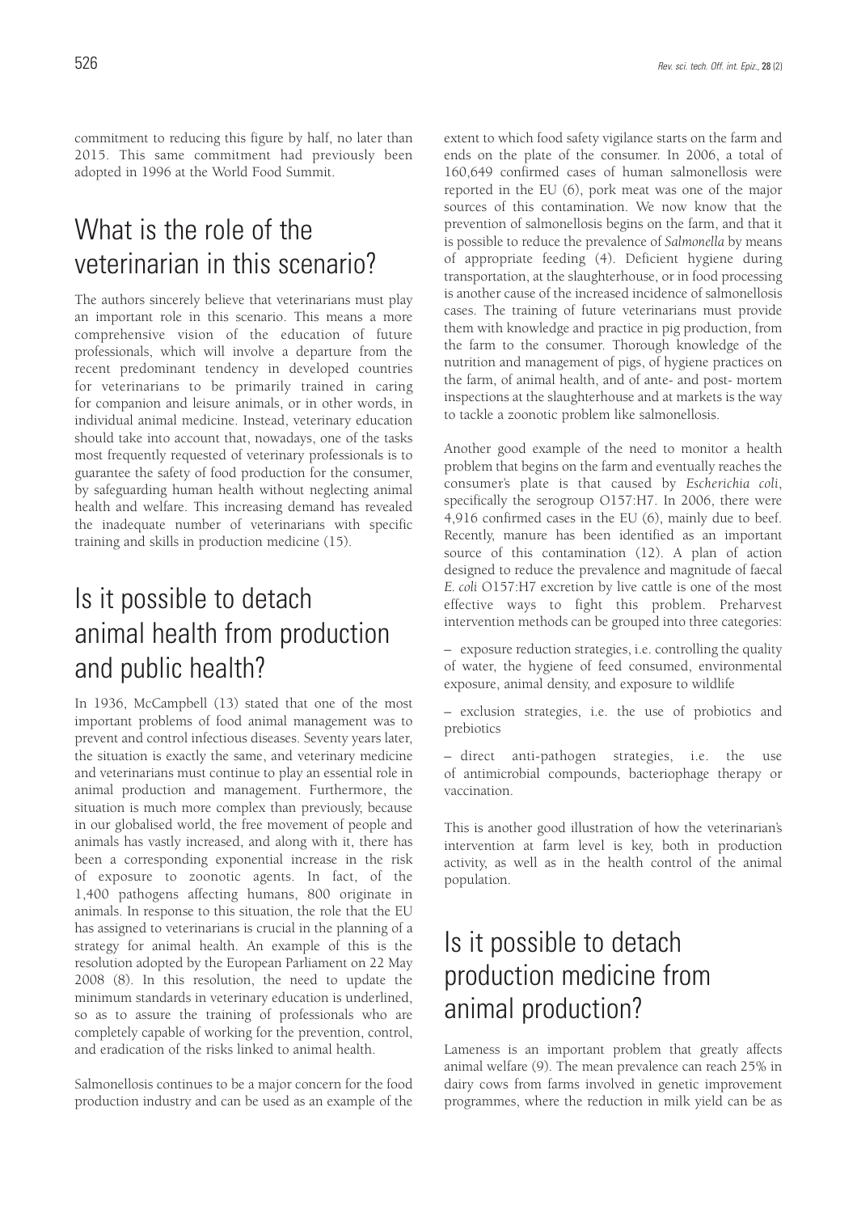commitment to reducing this figure by half, no later than 2015. This same commitment had previously been adopted in 1996 at the World Food Summit.

## What is the role of the veterinarian in this scenario?

The authors sincerely believe that veterinarians must play an important role in this scenario. This means a more comprehensive vision of the education of future professionals, which will involve a departure from the recent predominant tendency in developed countries for veterinarians to be primarily trained in caring for companion and leisure animals, or in other words, in individual animal medicine. Instead, veterinary education should take into account that, nowadays, one of the tasks most frequently requested of veterinary professionals is to guarantee the safety of food production for the consumer, by safeguarding human health without neglecting animal health and welfare. This increasing demand has revealed the inadequate number of veterinarians with specific training and skills in production medicine (15).

## Is it possible to detach animal health from production and public health?

In 1936, McCampbell (13) stated that one of the most important problems of food animal management was to prevent and control infectious diseases. Seventy years later, the situation is exactly the same, and veterinary medicine and veterinarians must continue to play an essential role in animal production and management. Furthermore, the situation is much more complex than previously, because in our globalised world, the free movement of people and animals has vastly increased, and along with it, there has been a corresponding exponential increase in the risk of exposure to zoonotic agents. In fact, of the 1,400 pathogens affecting humans, 800 originate in animals. In response to this situation, the role that the EU has assigned to veterinarians is crucial in the planning of a strategy for animal health. An example of this is the resolution adopted by the European Parliament on 22 May 2008 (8). In this resolution, the need to update the minimum standards in veterinary education is underlined, so as to assure the training of professionals who are completely capable of working for the prevention, control, and eradication of the risks linked to animal health.

Salmonellosis continues to be a major concern for the food production industry and can be used as an example of the extent to which food safety vigilance starts on the farm and ends on the plate of the consumer. In 2006, a total of 160,649 confirmed cases of human salmonellosis were reported in the EU (6), pork meat was one of the major sources of this contamination. We now know that the prevention of salmonellosis begins on the farm, and that it is possible to reduce the prevalence of *Salmonella* by means of appropriate feeding (4). Deficient hygiene during transportation, at the slaughterhouse, or in food processing is another cause of the increased incidence of salmonellosis cases. The training of future veterinarians must provide them with knowledge and practice in pig production, from the farm to the consumer. Thorough knowledge of the nutrition and management of pigs, of hygiene practices on the farm, of animal health, and of ante- and post- mortem inspections at the slaughterhouse and at markets is the way to tackle a zoonotic problem like salmonellosis.

Another good example of the need to monitor a health problem that begins on the farm and eventually reaches the consumer's plate is that caused by *Escherichia coli*, specifically the serogroup O157:H7. In 2006, there were 4,916 confirmed cases in the EU (6), mainly due to beef. Recently, manure has been identified as an important source of this contamination (12). A plan of action designed to reduce the prevalence and magnitude of faecal *E. coli* O157:H7 excretion by live cattle is one of the most effective ways to fight this problem. Preharvest intervention methods can be grouped into three categories:

– exposure reduction strategies, i.e. controlling the quality of water, the hygiene of feed consumed, environmental exposure, animal density, and exposure to wildlife

– exclusion strategies, i.e. the use of probiotics and prebiotics

– direct anti-pathogen strategies, i.e. the use of antimicrobial compounds, bacteriophage therapy or vaccination.

This is another good illustration of how the veterinarian's intervention at farm level is key, both in production activity, as well as in the health control of the animal population.

## Is it possible to detach production medicine from animal production?

Lameness is an important problem that greatly affects animal welfare (9). The mean prevalence can reach 25% in dairy cows from farms involved in genetic improvement programmes, where the reduction in milk yield can be as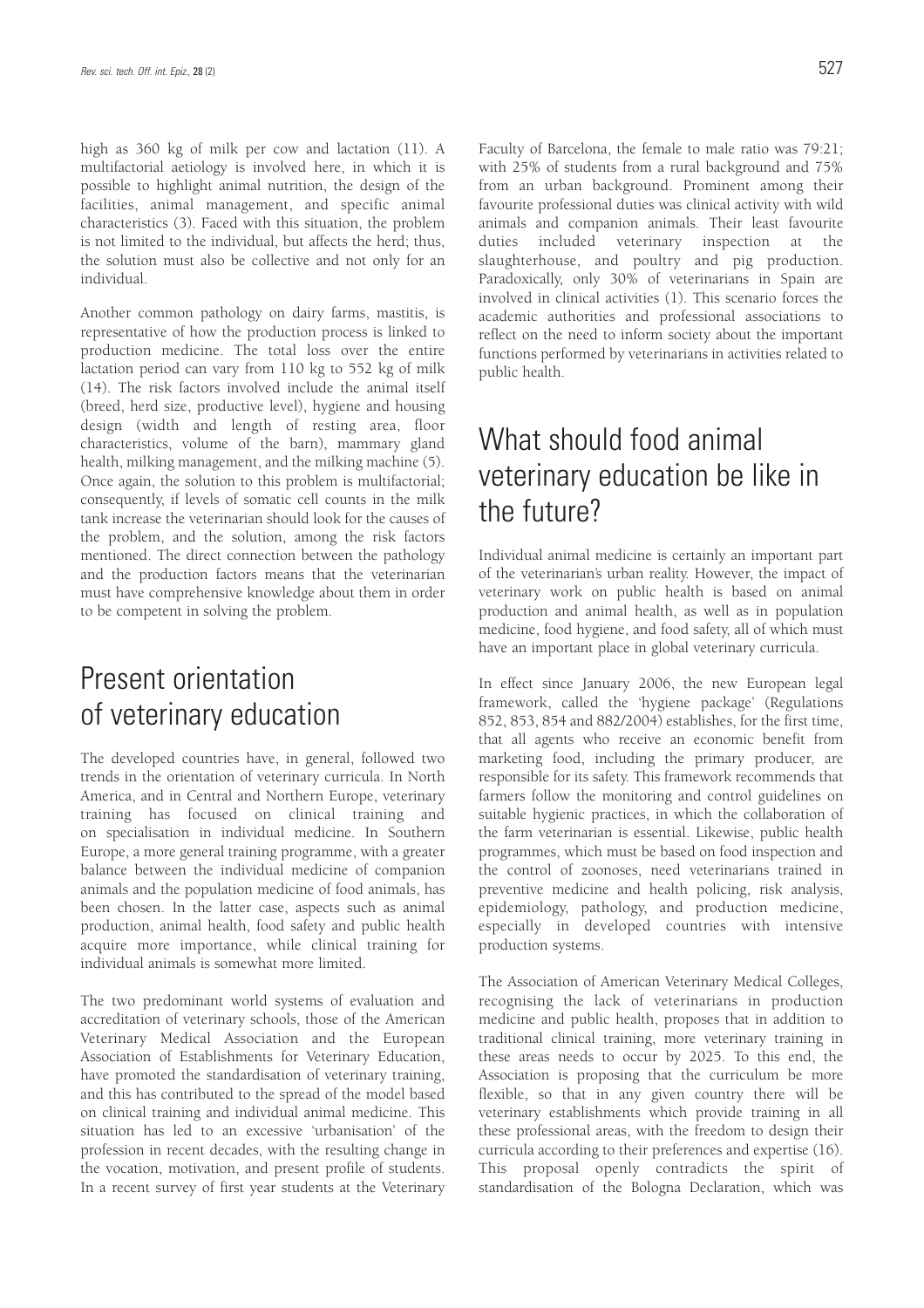high as 360 kg of milk per cow and lactation (11). A multifactorial aetiology is involved here, in which it is possible to highlight animal nutrition, the design of the facilities, animal management, and specific animal characteristics (3). Faced with this situation, the problem is not limited to the individual, but affects the herd; thus, the solution must also be collective and not only for an individual.

Another common pathology on dairy farms, mastitis, is representative of how the production process is linked to production medicine. The total loss over the entire lactation period can vary from 110 kg to 552 kg of milk (14). The risk factors involved include the animal itself (breed, herd size, productive level), hygiene and housing design (width and length of resting area, floor characteristics, volume of the barn), mammary gland health, milking management, and the milking machine (5). Once again, the solution to this problem is multifactorial; consequently, if levels of somatic cell counts in the milk tank increase the veterinarian should look for the causes of the problem, and the solution, among the risk factors mentioned. The direct connection between the pathology and the production factors means that the veterinarian must have comprehensive knowledge about them in order to be competent in solving the problem.

# Present orientation of veterinary education

The developed countries have, in general, followed two trends in the orientation of veterinary curricula. In North America, and in Central and Northern Europe, veterinary training has focused on clinical training and on specialisation in individual medicine. In Southern Europe, a more general training programme, with a greater balance between the individual medicine of companion animals and the population medicine of food animals, has been chosen. In the latter case, aspects such as animal production, animal health, food safety and public health acquire more importance, while clinical training for individual animals is somewhat more limited.

The two predominant world systems of evaluation and accreditation of veterinary schools, those of the American Veterinary Medical Association and the European Association of Establishments for Veterinary Education, have promoted the standardisation of veterinary training, and this has contributed to the spread of the model based on clinical training and individual animal medicine. This situation has led to an excessive 'urbanisation' of the profession in recent decades, with the resulting change in the vocation, motivation, and present profile of students. In a recent survey of first year students at the Veterinary Faculty of Barcelona, the female to male ratio was 79:21; with 25% of students from a rural background and 75% from an urban background. Prominent among their favourite professional duties was clinical activity with wild animals and companion animals. Their least favourite duties included veterinary inspection at the slaughterhouse, and poultry and pig production. Paradoxically, only 30% of veterinarians in Spain are involved in clinical activities (1). This scenario forces the academic authorities and professional associations to reflect on the need to inform society about the important functions performed by veterinarians in activities related to public health.

# What should food animal veterinary education be like in the future?

Individual animal medicine is certainly an important part of the veterinarian's urban reality. However, the impact of veterinary work on public health is based on animal production and animal health, as well as in population medicine, food hygiene, and food safety, all of which must have an important place in global veterinary curricula.

In effect since January 2006, the new European legal framework, called the 'hygiene package' (Regulations 852, 853, 854 and 882/2004) establishes, for the first time, that all agents who receive an economic benefit from marketing food, including the primary producer, are responsible for its safety. This framework recommends that farmers follow the monitoring and control guidelines on suitable hygienic practices, in which the collaboration of the farm veterinarian is essential. Likewise, public health programmes, which must be based on food inspection and the control of zoonoses, need veterinarians trained in preventive medicine and health policing, risk analysis, epidemiology, pathology, and production medicine, especially in developed countries with intensive production systems.

The Association of American Veterinary Medical Colleges, recognising the lack of veterinarians in production medicine and public health, proposes that in addition to traditional clinical training, more veterinary training in these areas needs to occur by 2025. To this end, the Association is proposing that the curriculum be more flexible, so that in any given country there will be veterinary establishments which provide training in all these professional areas, with the freedom to design their curricula according to their preferences and expertise (16). This proposal openly contradicts the spirit of standardisation of the Bologna Declaration, which was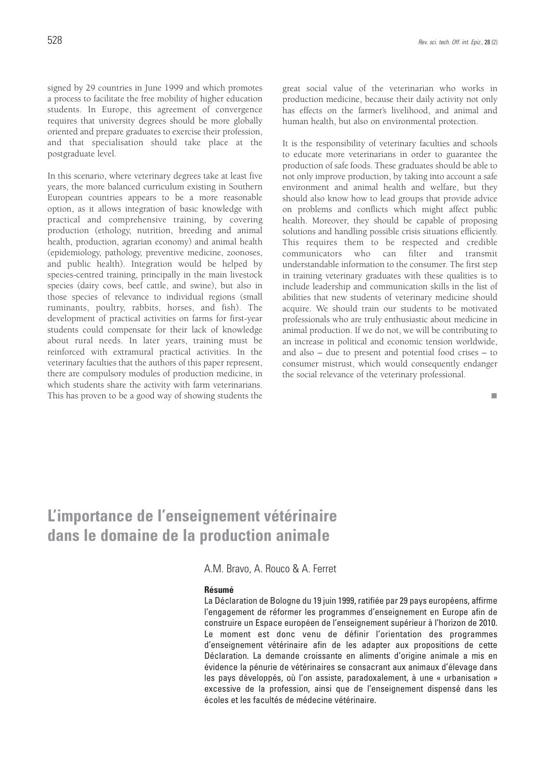signed by 29 countries in June 1999 and which promotes a process to facilitate the free mobility of higher education students. In Europe, this agreement of convergence requires that university degrees should be more globally oriented and prepare graduates to exercise their profession, and that specialisation should take place at the postgraduate level.

In this scenario, where veterinary degrees take at least five years, the more balanced curriculum existing in Southern European countries appears to be a more reasonable option, as it allows integration of basic knowledge with practical and comprehensive training, by covering production (ethology, nutrition, breeding and animal health, production, agrarian economy) and animal health (epidemiology, pathology, preventive medicine, zoonoses, and public health). Integration would be helped by species-centred training, principally in the main livestock species (dairy cows, beef cattle, and swine), but also in those species of relevance to individual regions (small ruminants, poultry, rabbits, horses, and fish). The development of practical activities on farms for first-year students could compensate for their lack of knowledge about rural needs. In later years, training must be reinforced with extramural practical activities. In the veterinary faculties that the authors of this paper represent, there are compulsory modules of production medicine, in which students share the activity with farm veterinarians. This has proven to be a good way of showing students the great social value of the veterinarian who works in production medicine, because their daily activity not only has effects on the farmer's livelihood, and animal and human health, but also on environmental protection.

It is the responsibility of veterinary faculties and schools to educate more veterinarians in order to guarantee the production of safe foods. These graduates should be able to not only improve production, by taking into account a safe environment and animal health and welfare, but they should also know how to lead groups that provide advice on problems and conflicts which might affect public health. Moreover, they should be capable of proposing solutions and handling possible crisis situations efficiently. This requires them to be respected and credible communicators who can filter and transmit understandable information to the consumer. The first step in training veterinary graduates with these qualities is to include leadership and communication skills in the list of abilities that new students of veterinary medicine should acquire. We should train our students to be motivated professionals who are truly enthusiastic about medicine in animal production. If we do not, we will be contributing to an increase in political and economic tension worldwide, and also – due to present and potential food crises – to consumer mistrust, which would consequently endanger the social relevance of the veterinary professional.

■

# L'importance de l'enseignement vétérinaire dans le domaine de la production animale

A.M. Bravo, A. Rouco & A. Ferret

**Résumé**

La Déclaration de Bologne du 19 juin 1999, ratifiée par 29 pays européens, affirme l'engagement de réformer les programmes d'enseignement en Europe afin de construire un Espace européen de l'enseignement supérieur à l'horizon de 2010. Le moment est donc venu de définir l'orientation des programmes d'enseignement vétérinaire afin de les adapter aux propositions de cette Déclaration. La demande croissante en aliments d'origine animale a mis en évidence la pénurie de vétérinaires se consacrant aux animaux d'élevage dans les pays développés, où l'on assiste, paradoxalement, à une « urbanisation » excessive de la profession, ainsi que de l'enseignement dispensé dans les écoles et les facultés de médecine vétérinaire.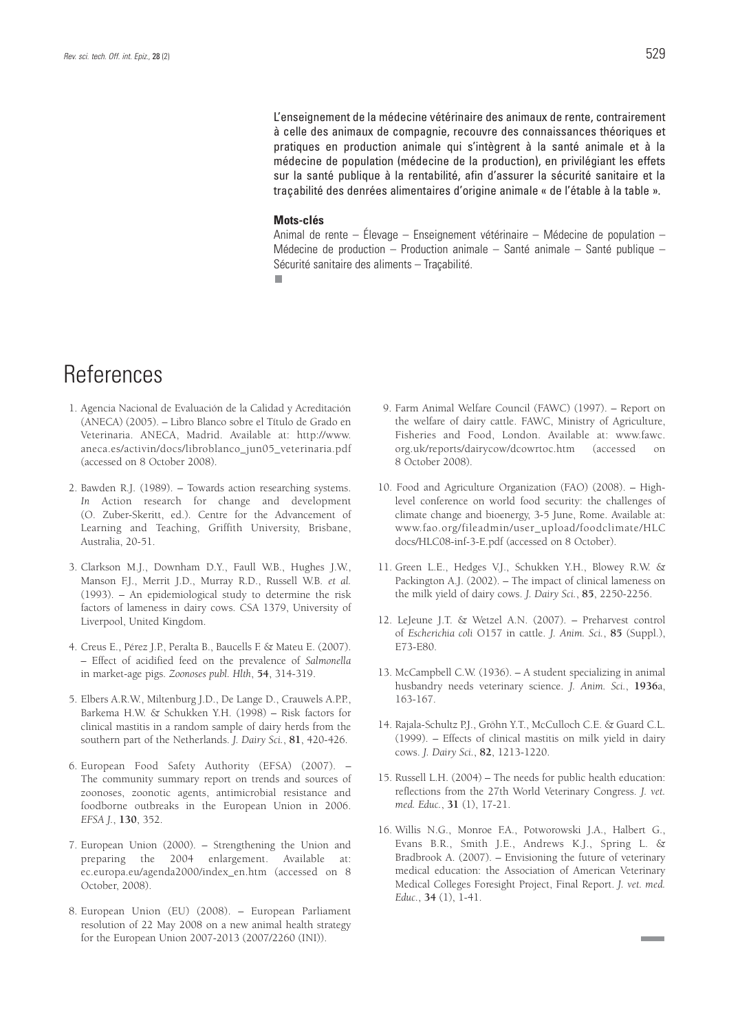L'enseignement de la médecine vétérinaire des animaux de rente, contrairement à celle des animaux de compagnie, recouvre des connaissances théoriques et pratiques en production animale qui s'intègrent à la santé animale et à la médecine de population (médecine de la production), en privilégiant les effets sur la santé publique à la rentabilité, afin d'assurer la sécurité sanitaire et la traçabilité des denrées alimentaires d'origine animale « de l'étable à la table ».

**Mots-clés**

Animal de rente – Élevage – Enseignement vétérinaire – Médecine de population – Médecine de production – Production animale – Santé animale – Santé publique – Sécurité sanitaire des aliments – Traçabilité.

# References

1. Agencia Nacional de Evaluación de la Calidad y Acreditación (ANECA) (2005). – Libro Blanco sobre el Título de Grado en Veterinaria. ANECA, Madrid. Available at: http://www.aneca.es/activin/docs/libroblanco_jun05_veterinaria.pdf (accessed on 8 October 2008).

2. Bawden R.J. (1989). – Towards action researching systems. *In* Action research for change and development (O. Zuber-Skeritt, ed.). Centre for the Advancement of Learning and Teaching, Griffith University, Brisbane, Australia, 20-51.

3. Clarkson M.J., Downham D.Y., Faull W.B., Hughes J.W., Manson F.J., Merrit J.D., Murray R.D., Russell W.B. *et al.* (1993). – An epidemiological study to determine the risk factors of lameness in dairy cows. CSA 1379, University of Liverpool, United Kingdom.

4. Creus E., Pérez J.P., Peralta B., Baucells F. & Mateu E. (2007). – Effect of acidified feed on the prevalence of *Salmonella* in market-age pigs. *Zoonoses publ. Hlth*, **54**, 314-319.

5. Elbers A.R.W., Miltenburg J.D., De Lange D., Crauwels A.P.P., Barkema H.W. & Schukken Y.H. (1998) – Risk factors for clinical mastitis in a random sample of dairy herds from the southern part of the Netherlands. *J. Dairy Sci.*, **81**, 420-426.

6. European Food Safety Authority (EFSA) (2007). – The community summary report on trends and sources of zoonoses, zoonotic agents, antimicrobial resistance and foodborne outbreaks in the European Union in 2006. *EFSA J.*, **130**, 352.

7. European Union (2000). – Strengthening the Union and preparing the 2004 enlargement. Available at: ec.europa.eu/agenda2000/index_en.htm (accessed on 8 October, 2008).

8. European Union (EU) (2008). – European Parliament resolution of 22 May 2008 on a new animal health strategy for the European Union 2007-2013 (2007/2260 (INI)).

9. Farm Animal Welfare Council (FAWC) (1997). – Report on the welfare of dairy cattle. FAWC, Ministry of Agriculture, Fisheries and Food, London. Available at: www.fawc.org.uk/reports/dairycow/dcowrtoc.htm (accessed on 8 October 2008).

10. Food and Agriculture Organization (FAO) (2008). – High-level conference on world food security: the challenges of climate change and bioenergy, 3-5 June, Rome. Available at: www.fao.org/fileadmin/user_upload/foodclimate/HLCdocs/HLC08-inf-3-E.pdf (accessed on 8 October).

11. Green L.E., Hedges V.J., Schukken Y.H., Blowey R.W. & Packington A.J. (2002). – The impact of clinical lameness on the milk yield of dairy cows. *J. Dairy Sci.*, **85**, 2250-2256.

12. LeJeune J.T. & Wetzel A.N. (2007). – Preharvest control of *Escherichia coli* O157 in cattle. *J. Anim. Sci.*, **85** (Suppl.), E73-E80.

13. McCampbell C.W. (1936). – A student specializing in animal husbandry needs veterinary science. *J. Anim. Sci.*, **1936**a, 163-167.

14. Rajala-Schultz P.J., Gröhn Y.T., McCulloch C.E. & Guard C.L. (1999). – Effects of clinical mastitis on milk yield in dairy cows. *J. Dairy Sci.*, **82**, 1213-1220.

15. Russell L.H. (2004) – The needs for public health education: reflections from the 27th World Veterinary Congress. *J. vet. med. Educ.*, **31** (1), 17-21.

16. Willis N.G., Monroe F.A., Potworowski J.A., Halbert G., Evans B.R., Smith J.E., Andrews K.J., Spring L. & Bradbrook A. (2007). – Envisioning the future of veterinary medical education: the Association of American Veterinary Medical Colleges Foresight Project, Final Report. *J. vet. med. Educ.*, **34** (1), 1-41.